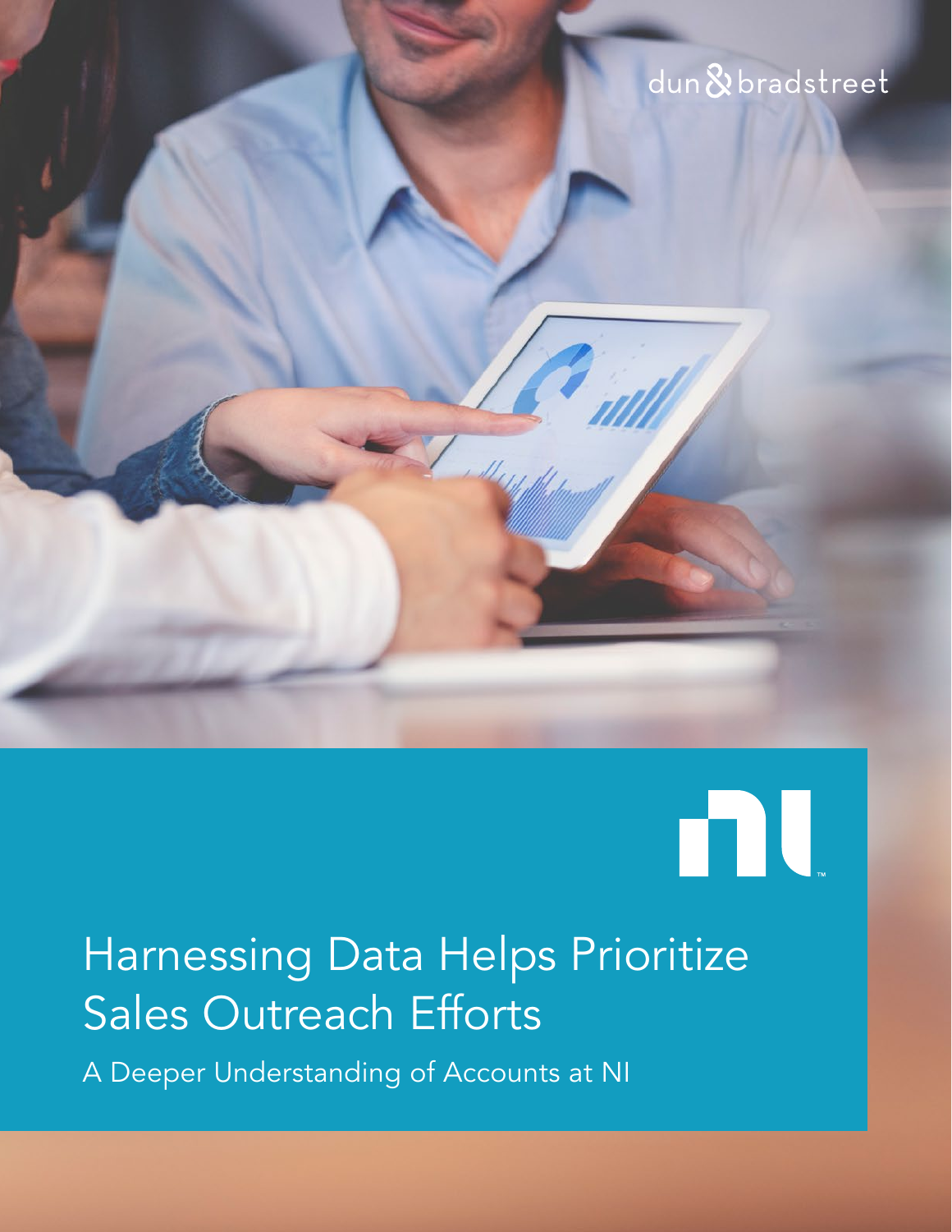dun & bradstreet

# Harnessing Data Helps Prioritize Sales Outreach Efforts

## A Deeper Understanding of Accounts at NI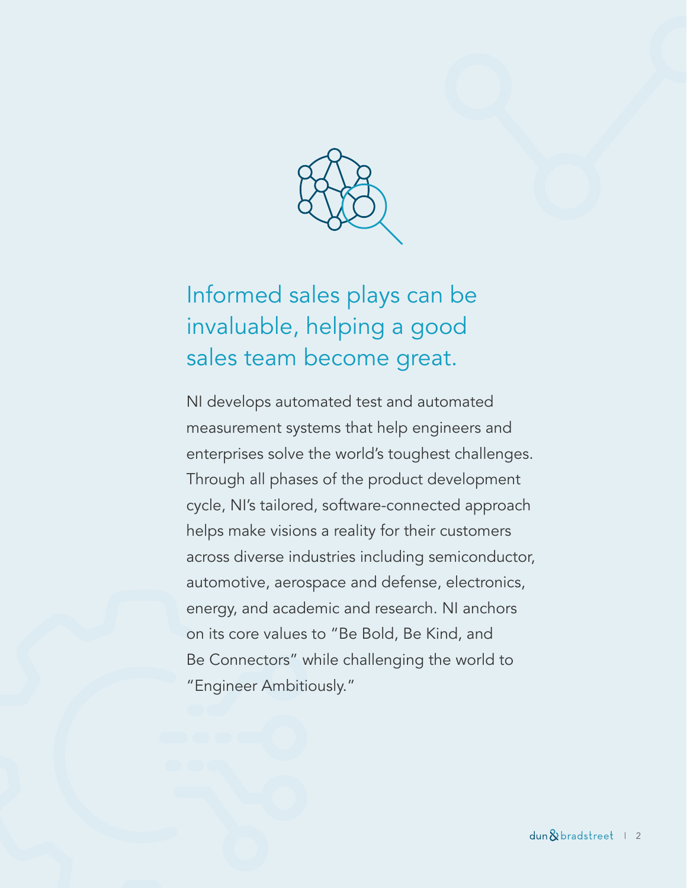## Informed sales plays can be invaluable, helping a good sales team become great.

NI develops automated test and automated measurement systems that help engineers and enterprises solve the world's toughest challenges. Through all phases of the product development cycle, NI's tailored, software-connected approach helps make visions a reality for their customers across diverse industries including semiconductor, automotive, aerospace and defense, electronics, energy, and academic and research. NI anchors on its core values to "Be Bold, Be Kind, and Be Connectors" while challenging the world to "Engineer Ambitiously."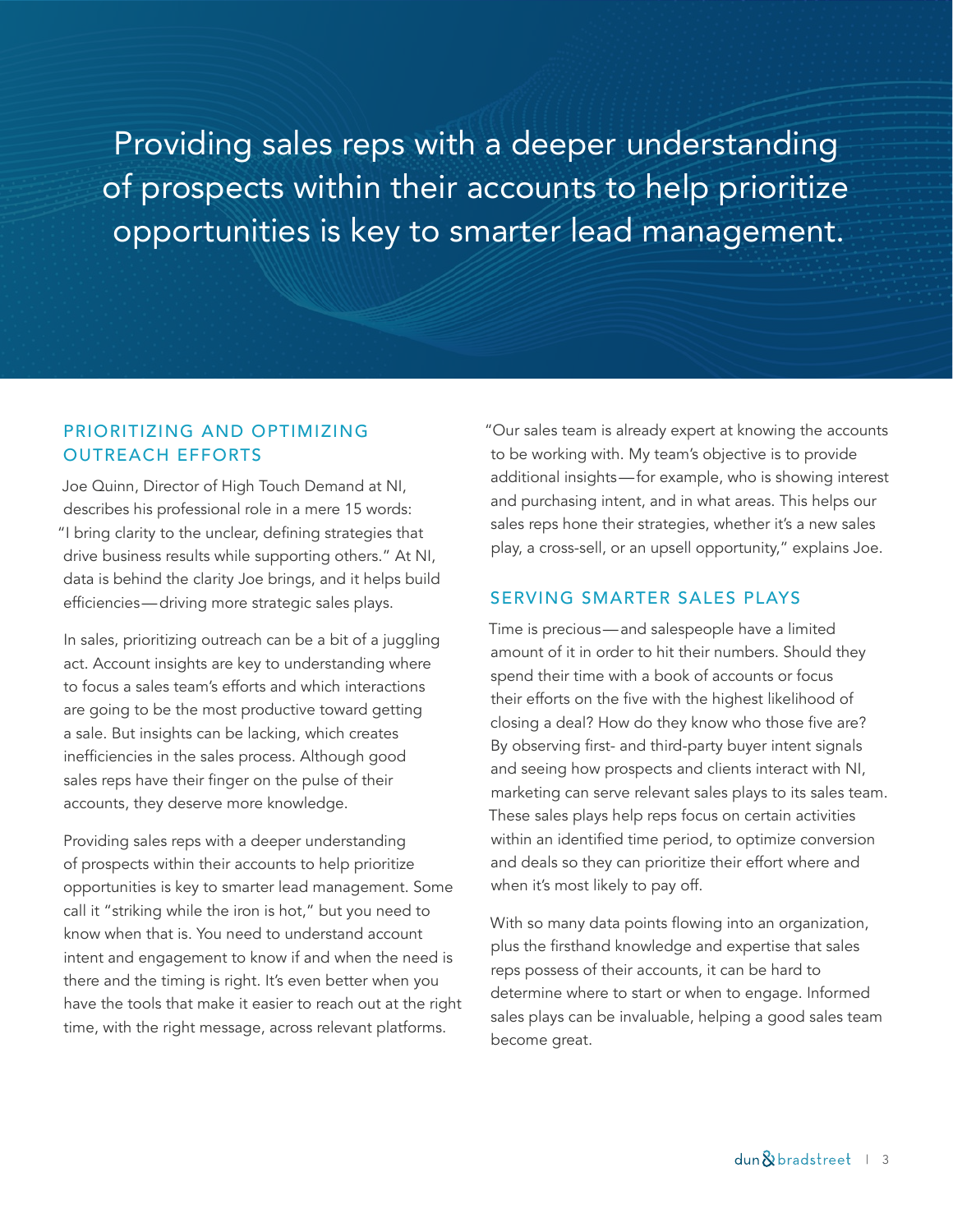Providing sales reps with a deeper understanding of prospects within their accounts to help prioritize opportunities is key to smarter lead management.

## PRIORITIZING AND OPTIMIZING OUTREACH EFFORTS

Joe Quinn, Director of High Touch Demand at NI, describes his professional role in a mere 15 words: "I bring clarity to the unclear, defining strategies that drive business results while supporting others." At NI, data is behind the clarity Joe brings, and it helps build efficiencies—driving more strategic sales plays.

In sales, prioritizing outreach can be a bit of a juggling act. Account insights are key to understanding where to focus a sales team's efforts and which interactions are going to be the most productive toward getting a sale. But insights can be lacking, which creates inefficiencies in the sales process. Although good sales reps have their finger on the pulse of their accounts, they deserve more knowledge.

Providing sales reps with a deeper understanding of prospects within their accounts to help prioritize opportunities is key to smarter lead management. Some call it "striking while the iron is hot," but you need to know when that is. You need to understand account intent and engagement to know if and when the need is there and the timing is right. It's even better when you have the tools that make it easier to reach out at the right time, with the right message, across relevant platforms.

"Our sales team is already expert at knowing the accounts to be working with. My team's objective is to provide additional insights—for example, who is showing interest and purchasing intent, and in what areas. This helps our sales reps hone their strategies, whether it's a new sales play, a cross-sell, or an upsell opportunity," explains Joe.

## SERVING SMARTER SALES PLAYS

Time is precious—and salespeople have a limited amount of it in order to hit their numbers. Should they spend their time with a book of accounts or focus their efforts on the five with the highest likelihood of closing a deal? How do they know who those five are? By observing first- and third-party buyer intent signals and seeing how prospects and clients interact with NI, marketing can serve relevant sales plays to its sales team. These sales plays help reps focus on certain activities within an identified time period, to optimize conversion and deals so they can prioritize their effort where and when it's most likely to pay off.

With so many data points flowing into an organization, plus the firsthand knowledge and expertise that sales reps possess of their accounts, it can be hard to determine where to start or when to engage. Informed sales plays can be invaluable, helping a good sales team become great.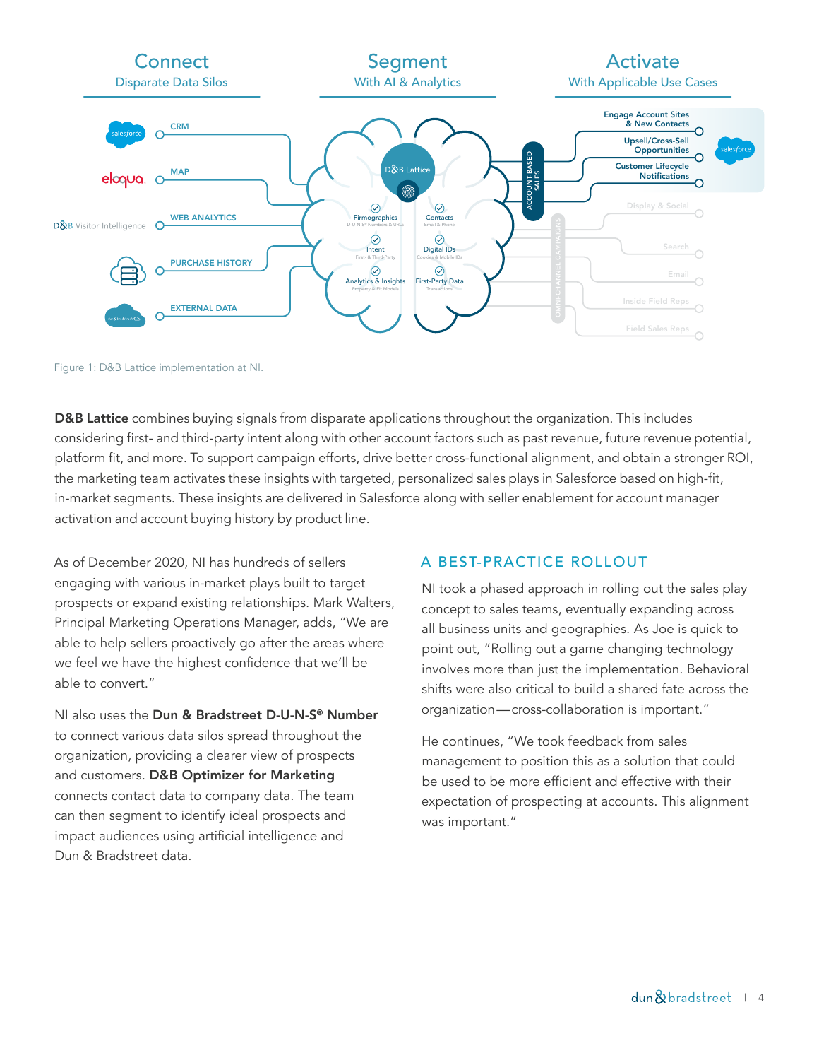Connect
Disparate Data Silos

Segment
With AI & Analytics

Activate
With Applicable Use Cases

CRM

MAP

WEB ANALYTICS

PURCHASE HISTORY

EXTERNAL DATA

D&B Lattice

Firmographics
D-U-N-S® Numbers & URLs

Contacts
Email & Phone

Intent
First- & Third-Party

Digital IDs
Cookies & Mobile IDs

Analytics & Insights
Property & Fit Models

First-Party Data
Transactions

ACCOUNT-BASED SALES

OMNI-CHANNEL CAMPAIGNS

Engage Account Sites & New Contacts

Upsell/Cross-Sell Opportunities

Customer Lifecycle Notifications

Display & Social

Search

Email

Inside Field Reps

Field Sales Reps

Figure 1: D&B Lattice implementation at NI.

**D&B Lattice** combines buying signals from disparate applications throughout the organization. This includes considering first- and third-party intent along with other account factors such as past revenue, future revenue potential, platform fit, and more. To support campaign efforts, drive better cross-functional alignment, and obtain a stronger ROI, the marketing team activates these insights with targeted, personalized sales plays in Salesforce based on high-fit, in-market segments. These insights are delivered in Salesforce along with seller enablement for account manager activation and account buying history by product line.

As of December 2020, NI has hundreds of sellers engaging with various in-market plays built to target prospects or expand existing relationships. Mark Walters, Principal Marketing Operations Manager, adds, "We are able to help sellers proactively go after the areas where we feel we have the highest confidence that we'll be able to convert."

NI also uses the **Dun & Bradstreet D-U-N-S® Number** to connect various data silos spread throughout the organization, providing a clearer view of prospects and customers. **D&B Optimizer for Marketing** connects contact data to company data. The team can then segment to identify ideal prospects and impact audiences using artificial intelligence and Dun & Bradstreet data.

## A BEST-PRACTICE ROLLOUT

NI took a phased approach in rolling out the sales play concept to sales teams, eventually expanding across all business units and geographies. As Joe is quick to point out, "Rolling out a game changing technology involves more than just the implementation. Behavioral shifts were also critical to build a shared fate across the organization—cross-collaboration is important."

He continues, "We took feedback from sales management to position this as a solution that could be used to be more efficient and effective with their expectation of prospecting at accounts. This alignment was important."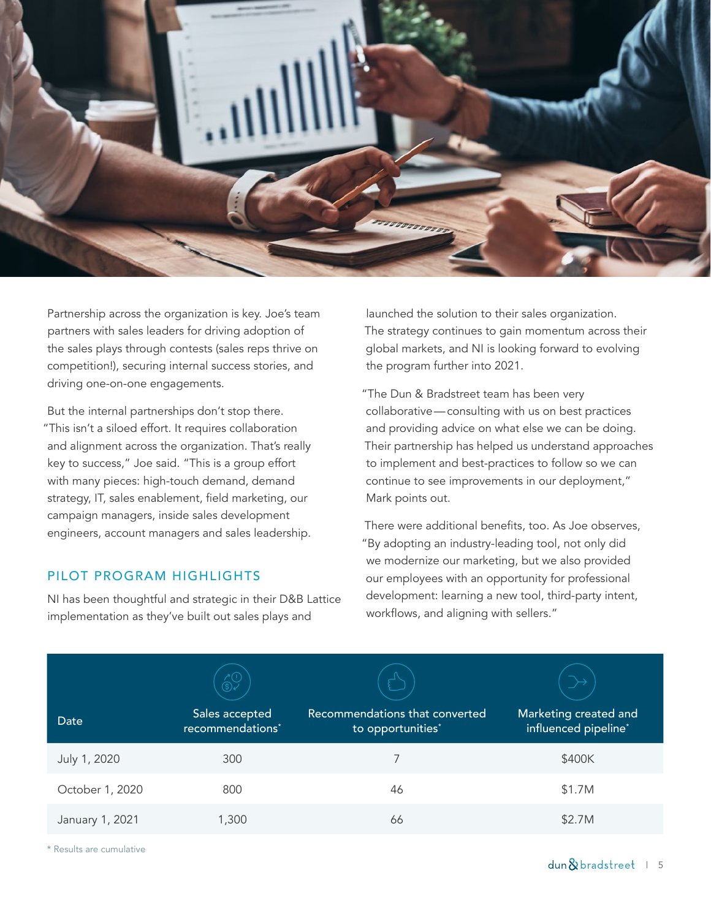Partnership across the organization is key. Joe's team partners with sales leaders for driving adoption of the sales plays through contests (sales reps thrive on competition!), securing internal success stories, and driving one-on-one engagements.

But the internal partnerships don't stop there. "This isn't a siloed effort. It requires collaboration and alignment across the organization. That's really key to success," Joe said. "This is a group effort with many pieces: high-touch demand, demand strategy, IT, sales enablement, field marketing, our campaign managers, inside sales development engineers, account managers and sales leadership.

## PILOT PROGRAM HIGHLIGHTS

NI has been thoughtful and strategic in their D&B Lattice implementation as they've built out sales plays and launched the solution to their sales organization. The strategy continues to gain momentum across their global markets, and NI is looking forward to evolving the program further into 2021.

"The Dun & Bradstreet team has been very collaborative — consulting with us on best practices and providing advice on what else we can be doing. Their partnership has helped us understand approaches to implement and best-practices to follow so we can continue to see improvements in our deployment," Mark points out.

There were additional benefits, too. As Joe observes, "By adopting an industry-leading tool, not only did we modernize our marketing, but we also provided our employees with an opportunity for professional development: learning a new tool, third-party intent, workflows, and aligning with sellers."

| Date | Sales accepted recommendations* | Recommendations that converted to opportunities* | Marketing created and influenced pipeline* |
|---|---|---|---|
| July 1, 2020 | 300 | 7 | $400K |
| October 1, 2020 | 800 | 46 | $1.7M |
| January 1, 2021 | 1,300 | 66 | $2.7M |

* Results are cumulative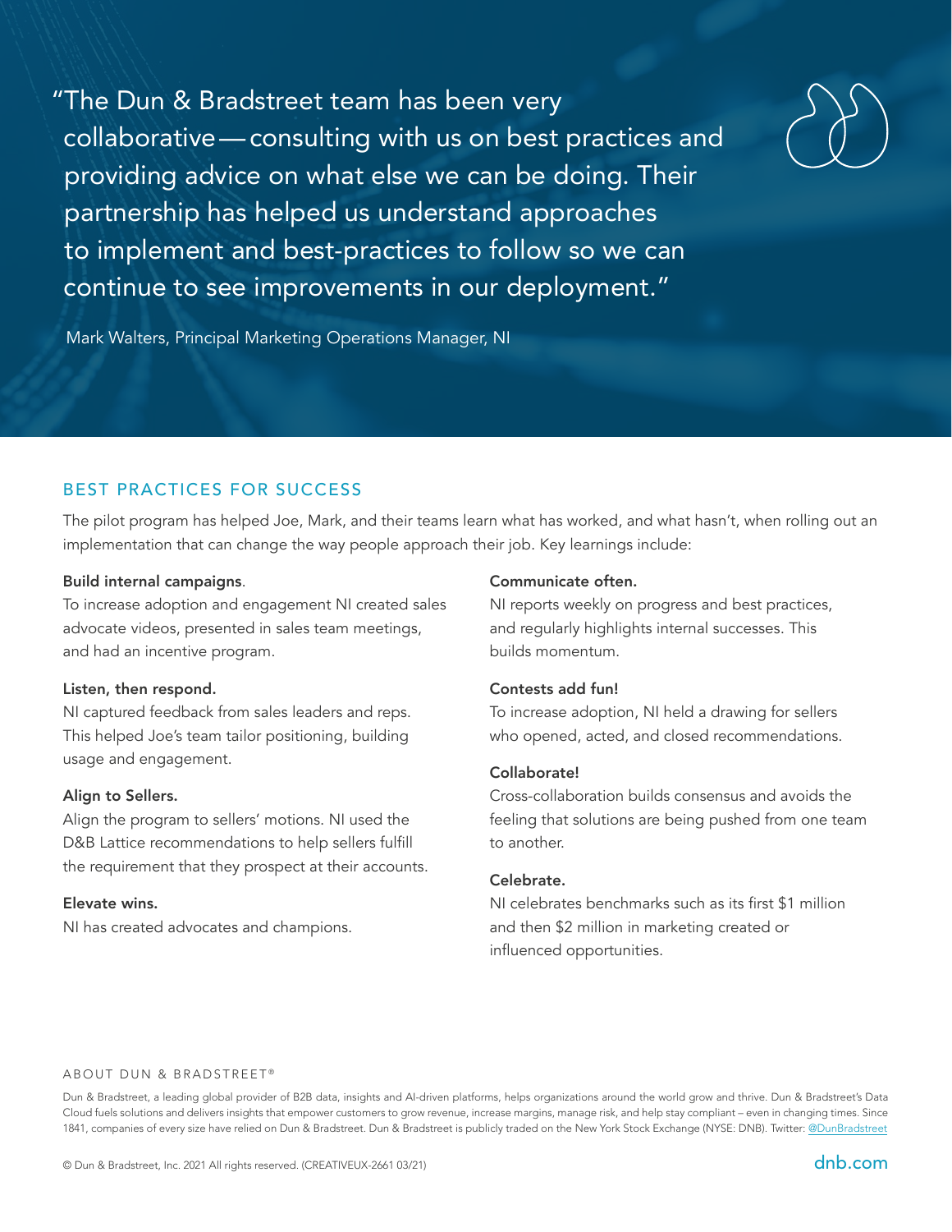> "The Dun & Bradstreet team has been very collaborative — consulting with us on best practices and providing advice on what else we can be doing. Their partnership has helped us understand approaches to implement and best-practices to follow so we can continue to see improvements in our deployment."

Mark Walters, Principal Marketing Operations Manager, NI

## BEST PRACTICES FOR SUCCESS

The pilot program has helped Joe, Mark, and their teams learn what has worked, and what hasn't, when rolling out an implementation that can change the way people approach their job. Key learnings include:

**Build internal campaigns**.
To increase adoption and engagement NI created sales advocate videos, presented in sales team meetings, and had an incentive program.

**Listen, then respond.**
NI captured feedback from sales leaders and reps. This helped Joe's team tailor positioning, building usage and engagement.

**Align to Sellers.**
Align the program to sellers' motions. NI used the D&B Lattice recommendations to help sellers fulfill the requirement that they prospect at their accounts.

**Elevate wins.**
NI has created advocates and champions.

**Communicate often.**
NI reports weekly on progress and best practices, and regularly highlights internal successes. This builds momentum.

**Contests add fun!**
To increase adoption, NI held a drawing for sellers who opened, acted, and closed recommendations.

**Collaborate!**
Cross-collaboration builds consensus and avoids the feeling that solutions are being pushed from one team to another.

**Celebrate.**
NI celebrates benchmarks such as its first $1 million and then $2 million in marketing created or influenced opportunities.

### ABOUT DUN & BRADSTREET®

Dun & Bradstreet, a leading global provider of B2B data, insights and AI-driven platforms, helps organizations around the world grow and thrive. Dun & Bradstreet's Data Cloud fuels solutions and delivers insights that empower customers to grow revenue, increase margins, manage risk, and help stay compliant – even in changing times. Since 1841, companies of every size have relied on Dun & Bradstreet. Dun & Bradstreet is publicly traded on the New York Stock Exchange (NYSE: DNB). Twitter: @DunBradstreet

© Dun & Bradstreet, Inc. 2021 All rights reserved. (CREATIVEUX-2661 03/21)

dnb.com